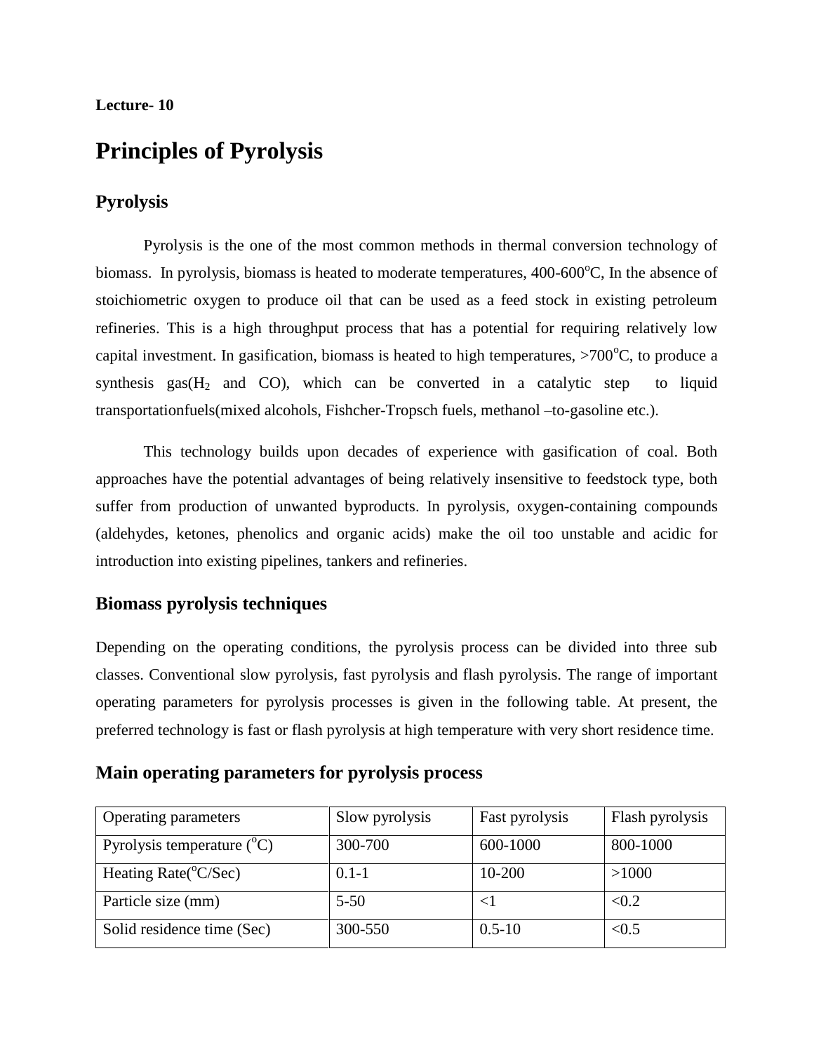**Lecture- 10**

# Principles of Pyrolysis

## Pyrolysis

Pyrolysis is the one of the most common methods in thermal conversion technology of biomass. In pyrolysis, biomass is heated to moderate temperatures, 400-600$^o$C, In the absence of stoichiometric oxygen to produce oil that can be used as a feed stock in existing petroleum refineries. This is a high throughput process that has a potential for requiring relatively low capital investment. In gasification, biomass is heated to high temperatures, >700$^o$C, to produce a synthesis gas($H_2$ and CO), which can be converted in a catalytic step to liquid transportationfuels(mixed alcohols, Fishcher-Tropsch fuels, methanol –to-gasoline etc.).

This technology builds upon decades of experience with gasification of coal. Both approaches have the potential advantages of being relatively insensitive to feedstock type, both suffer from production of unwanted byproducts. In pyrolysis, oxygen-containing compounds (aldehydes, ketones, phenolics and organic acids) make the oil too unstable and acidic for introduction into existing pipelines, tankers and refineries.

## Biomass pyrolysis techniques

Depending on the operating conditions, the pyrolysis process can be divided into three sub classes. Conventional slow pyrolysis, fast pyrolysis and flash pyrolysis. The range of important operating parameters for pyrolysis processes is given in the following table. At present, the preferred technology is fast or flash pyrolysis at high temperature with very short residence time.

## Main operating parameters for pyrolysis process

| Operating parameters | Slow pyrolysis | Fast pyrolysis | Flash pyrolysis |
|---|---|---|---|
| Pyrolysis temperature ($^o$C) | 300-700 | 600-1000 | 800-1000 |
| Heating Rate($^o$C/Sec) | 0.1-1 | 10-200 | >1000 |
| Particle size (mm) | 5-50 | <1 | <0.2 |
| Solid residence time (Sec) | 300-550 | 0.5-10 | <0.5 |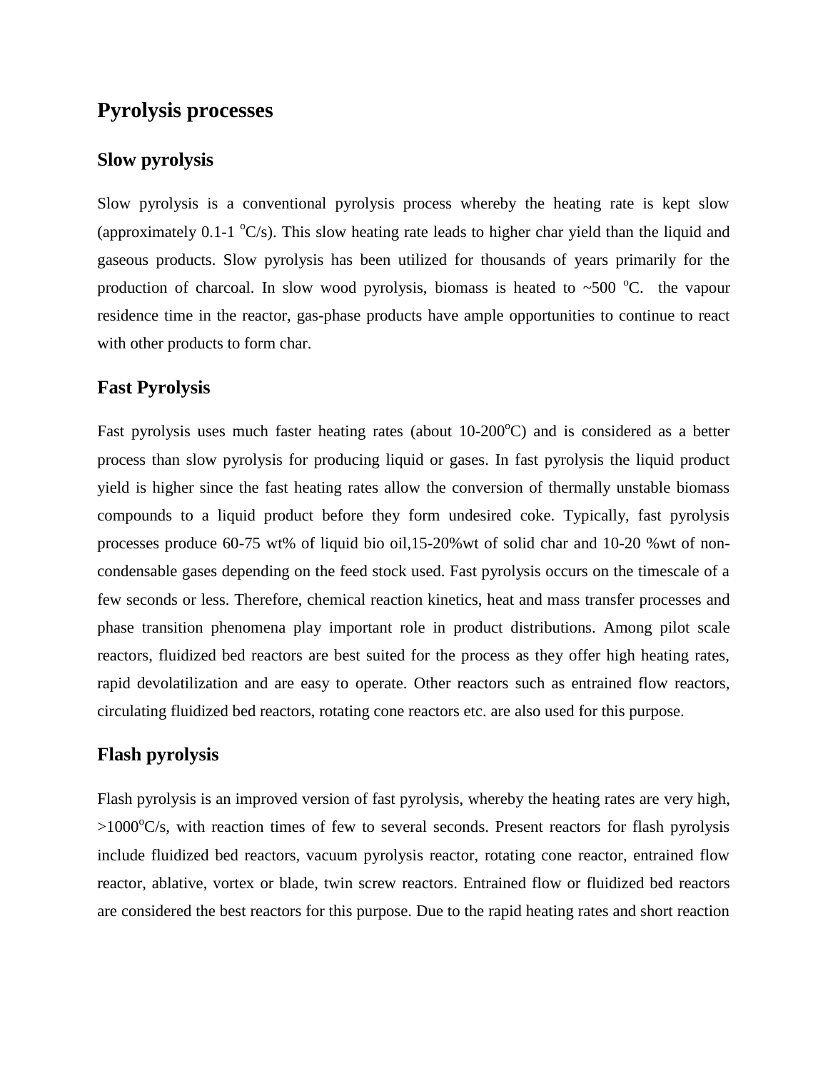## Pyrolysis processes

### Slow pyrolysis

Slow pyrolysis is a conventional pyrolysis process whereby the heating rate is kept slow (approximately 0.1-1 $^{o}C/s$). This slow heating rate leads to higher char yield than the liquid and gaseous products. Slow pyrolysis has been utilized for thousands of years primarily for the production of charcoal. In slow wood pyrolysis, biomass is heated to ~500 $^{o}C$. the vapour residence time in the reactor, gas-phase products have ample opportunities to continue to react with other products to form char.

### Fast Pyrolysis

Fast pyrolysis uses much faster heating rates (about 10-200$^{o}C$) and is considered as a better process than slow pyrolysis for producing liquid or gases. In fast pyrolysis the liquid product yield is higher since the fast heating rates allow the conversion of thermally unstable biomass compounds to a liquid product before they form undesired coke. Typically, fast pyrolysis processes produce 60-75 wt% of liquid bio oil,15-20%wt of solid char and 10-20 %wt of non-condensable gases depending on the feed stock used. Fast pyrolysis occurs on the timescale of a few seconds or less. Therefore, chemical reaction kinetics, heat and mass transfer processes and phase transition phenomena play important role in product distributions. Among pilot scale reactors, fluidized bed reactors are best suited for the process as they offer high heating rates, rapid devolatilization and are easy to operate. Other reactors such as entrained flow reactors, circulating fluidized bed reactors, rotating cone reactors etc. are also used for this purpose.

### Flash pyrolysis

Flash pyrolysis is an improved version of fast pyrolysis, whereby the heating rates are very high, >1000$^{o}C/s$, with reaction times of few to several seconds. Present reactors for flash pyrolysis include fluidized bed reactors, vacuum pyrolysis reactor, rotating cone reactor, entrained flow reactor, ablative, vortex or blade, twin screw reactors. Entrained flow or fluidized bed reactors are considered the best reactors for this purpose. Due to the rapid heating rates and short reaction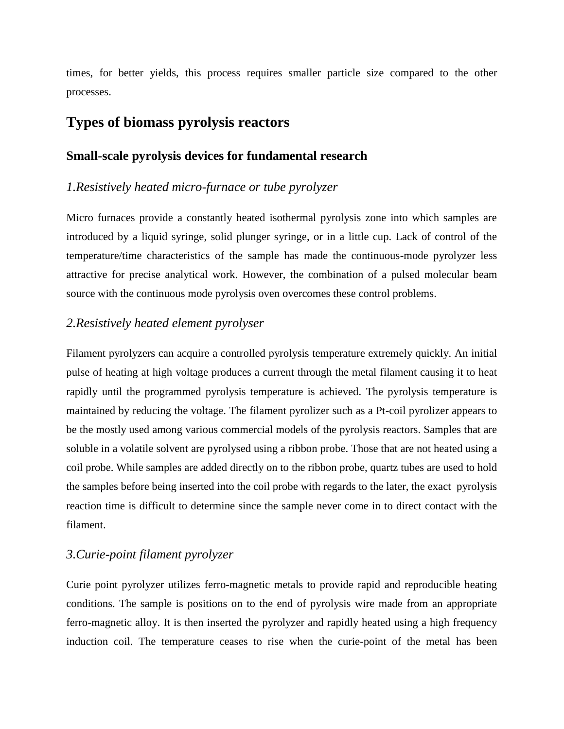times, for better yields, this process requires smaller particle size compared to the other processes.

## Types of biomass pyrolysis reactors

### Small-scale pyrolysis devices for fundamental research

#### *1.Resistively heated micro-furnace or tube pyrolyzer*

Micro furnaces provide a constantly heated isothermal pyrolysis zone into which samples are introduced by a liquid syringe, solid plunger syringe, or in a little cup. Lack of control of the temperature/time characteristics of the sample has made the continuous-mode pyrolyzer less attractive for precise analytical work. However, the combination of a pulsed molecular beam source with the continuous mode pyrolysis oven overcomes these control problems.

#### *2.Resistively heated element pyrolyser*

Filament pyrolyzers can acquire a controlled pyrolysis temperature extremely quickly. An initial pulse of heating at high voltage produces a current through the metal filament causing it to heat rapidly until the programmed pyrolysis temperature is achieved. The pyrolysis temperature is maintained by reducing the voltage. The filament pyrolizer such as a Pt-coil pyrolizer appears to be the mostly used among various commercial models of the pyrolysis reactors. Samples that are soluble in a volatile solvent are pyrolysed using a ribbon probe. Those that are not heated using a coil probe. While samples are added directly on to the ribbon probe, quartz tubes are used to hold the samples before being inserted into the coil probe with regards to the later, the exact pyrolysis reaction time is difficult to determine since the sample never come in to direct contact with the filament.

#### *3.Curie-point filament pyrolyzer*

Curie point pyrolyzer utilizes ferro-magnetic metals to provide rapid and reproducible heating conditions. The sample is positions on to the end of pyrolysis wire made from an appropriate ferro-magnetic alloy. It is then inserted the pyrolyzer and rapidly heated using a high frequency induction coil. The temperature ceases to rise when the curie-point of the metal has been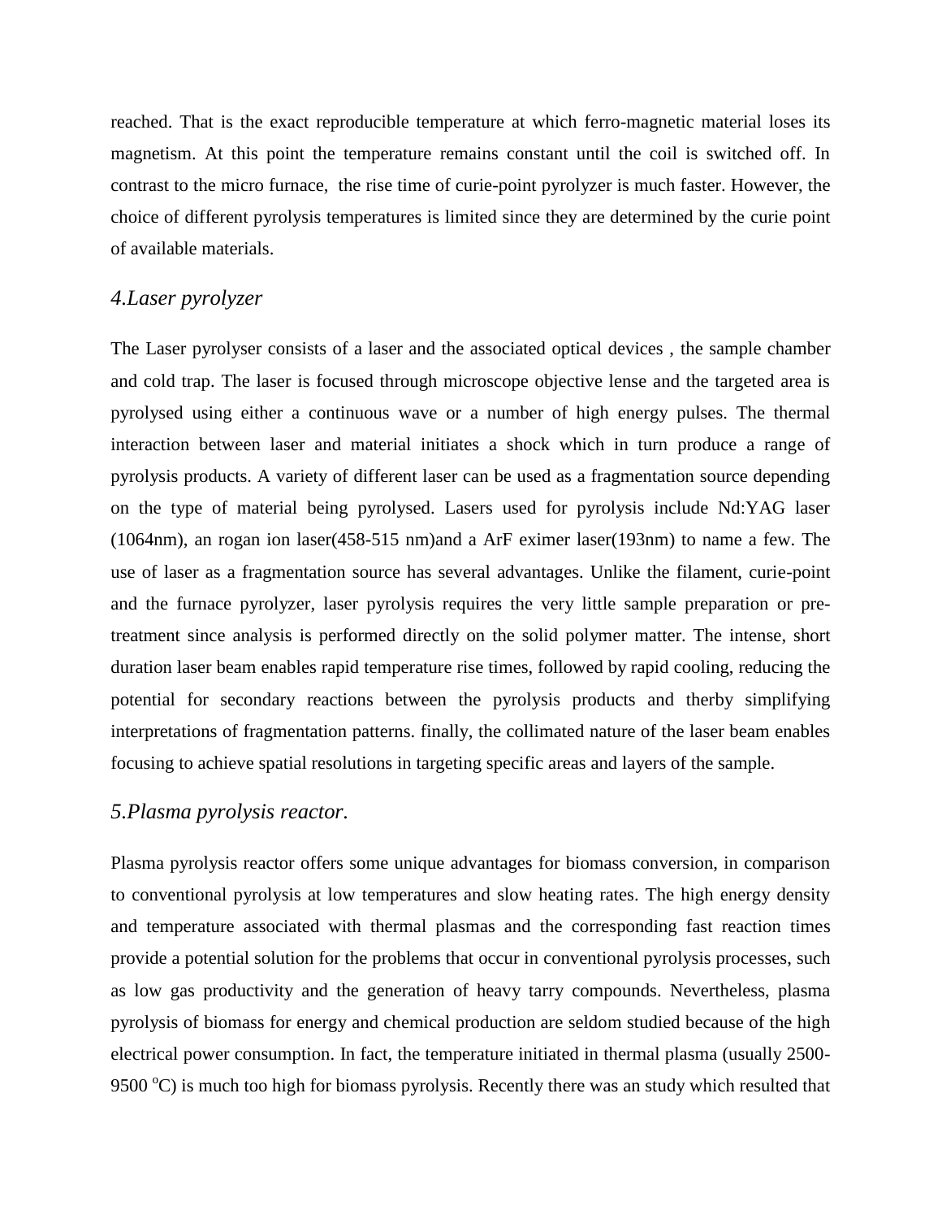reached. That is the exact reproducible temperature at which ferro-magnetic material loses its magnetism. At this point the temperature remains constant until the coil is switched off. In contrast to the micro furnace, the rise time of curie-point pyrolyzer is much faster. However, the choice of different pyrolysis temperatures is limited since they are determined by the curie point of available materials.

### *4.Laser pyrolyzer*

The Laser pyrolyser consists of a laser and the associated optical devices , the sample chamber and cold trap. The laser is focused through microscope objective lense and the targeted area is pyrolysed using either a continuous wave or a number of high energy pulses. The thermal interaction between laser and material initiates a shock which in turn produce a range of pyrolysis products. A variety of different laser can be used as a fragmentation source depending on the type of material being pyrolysed. Lasers used for pyrolysis include Nd:YAG laser (1064nm), an rogan ion laser(458-515 nm)and a ArF eximer laser(193nm) to name a few. The use of laser as a fragmentation source has several advantages. Unlike the filament, curie-point and the furnace pyrolyzer, laser pyrolysis requires the very little sample preparation or pre-treatment since analysis is performed directly on the solid polymer matter. The intense, short duration laser beam enables rapid temperature rise times, followed by rapid cooling, reducing the potential for secondary reactions between the pyrolysis products and therby simplifying interpretations of fragmentation patterns. finally, the collimated nature of the laser beam enables focusing to achieve spatial resolutions in targeting specific areas and layers of the sample.

### *5.Plasma pyrolysis reactor.*

Plasma pyrolysis reactor offers some unique advantages for biomass conversion, in comparison to conventional pyrolysis at low temperatures and slow heating rates. The high energy density and temperature associated with thermal plasmas and the corresponding fast reaction times provide a potential solution for the problems that occur in conventional pyrolysis processes, such as low gas productivity and the generation of heavy tarry compounds. Nevertheless, plasma pyrolysis of biomass for energy and chemical production are seldom studied because of the high electrical power consumption. In fact, the temperature initiated in thermal plasma (usually 2500-9500 $^{o}$C) is much too high for biomass pyrolysis. Recently there was an study which resulted that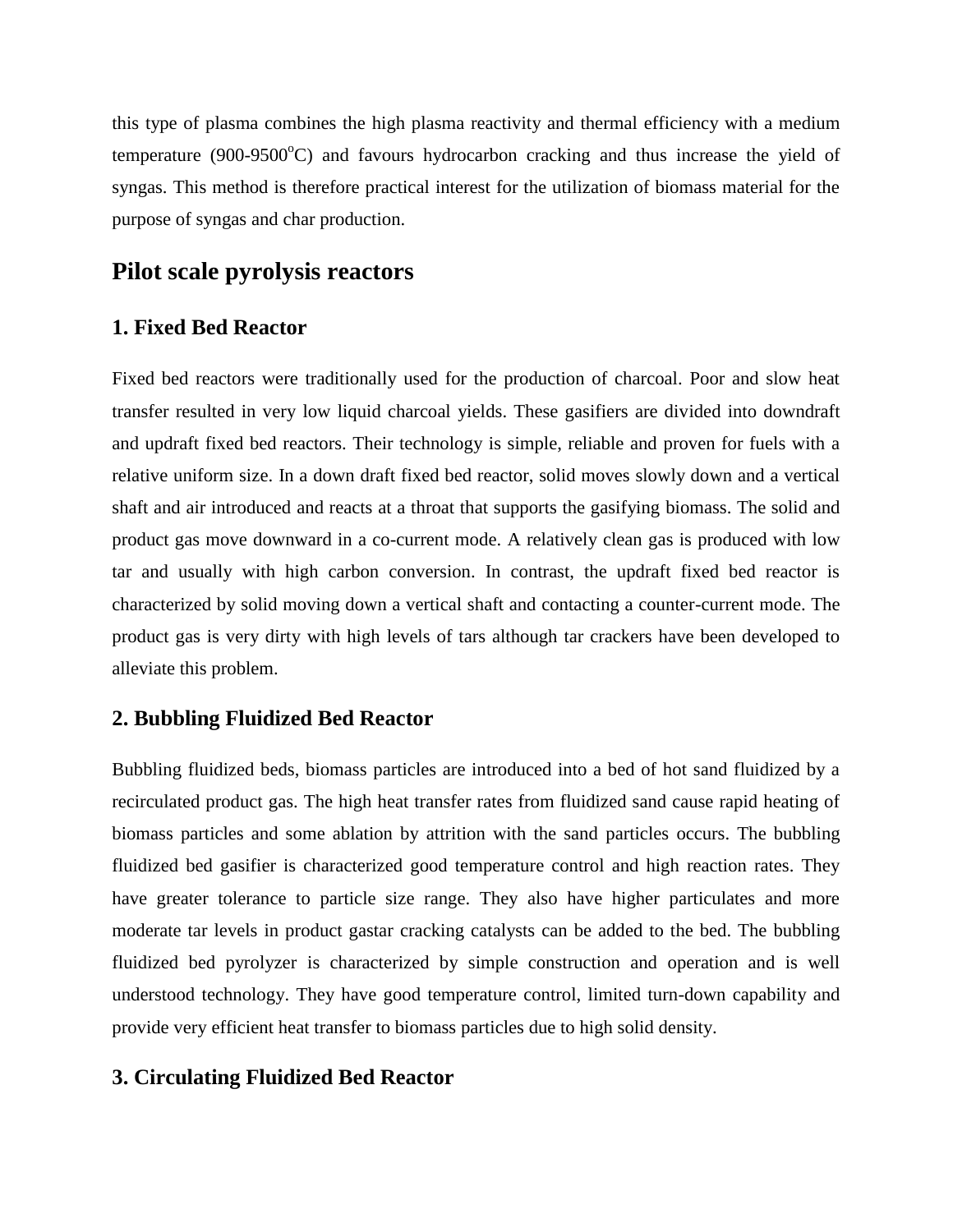this type of plasma combines the high plasma reactivity and thermal efficiency with a medium temperature (900-9500$^{o}$C) and favours hydrocarbon cracking and thus increase the yield of syngas. This method is therefore practical interest for the utilization of biomass material for the purpose of syngas and char production.

## Pilot scale pyrolysis reactors

### 1. Fixed Bed Reactor

Fixed bed reactors were traditionally used for the production of charcoal. Poor and slow heat transfer resulted in very low liquid charcoal yields. These gasifiers are divided into downdraft and updraft fixed bed reactors. Their technology is simple, reliable and proven for fuels with a relative uniform size. In a down draft fixed bed reactor, solid moves slowly down and a vertical shaft and air introduced and reacts at a throat that supports the gasifying biomass. The solid and product gas move downward in a co-current mode. A relatively clean gas is produced with low tar and usually with high carbon conversion. In contrast, the updraft fixed bed reactor is characterized by solid moving down a vertical shaft and contacting a counter-current mode. The product gas is very dirty with high levels of tars although tar crackers have been developed to alleviate this problem.

### 2. Bubbling Fluidized Bed Reactor

Bubbling fluidized beds, biomass particles are introduced into a bed of hot sand fluidized by a recirculated product gas. The high heat transfer rates from fluidized sand cause rapid heating of biomass particles and some ablation by attrition with the sand particles occurs. The bubbling fluidized bed gasifier is characterized good temperature control and high reaction rates. They have greater tolerance to particle size range. They also have higher particulates and more moderate tar levels in product gastar cracking catalysts can be added to the bed. The bubbling fluidized bed pyrolyzer is characterized by simple construction and operation and is well understood technology. They have good temperature control, limited turn-down capability and provide very efficient heat transfer to biomass particles due to high solid density.

### 3. Circulating Fluidized Bed Reactor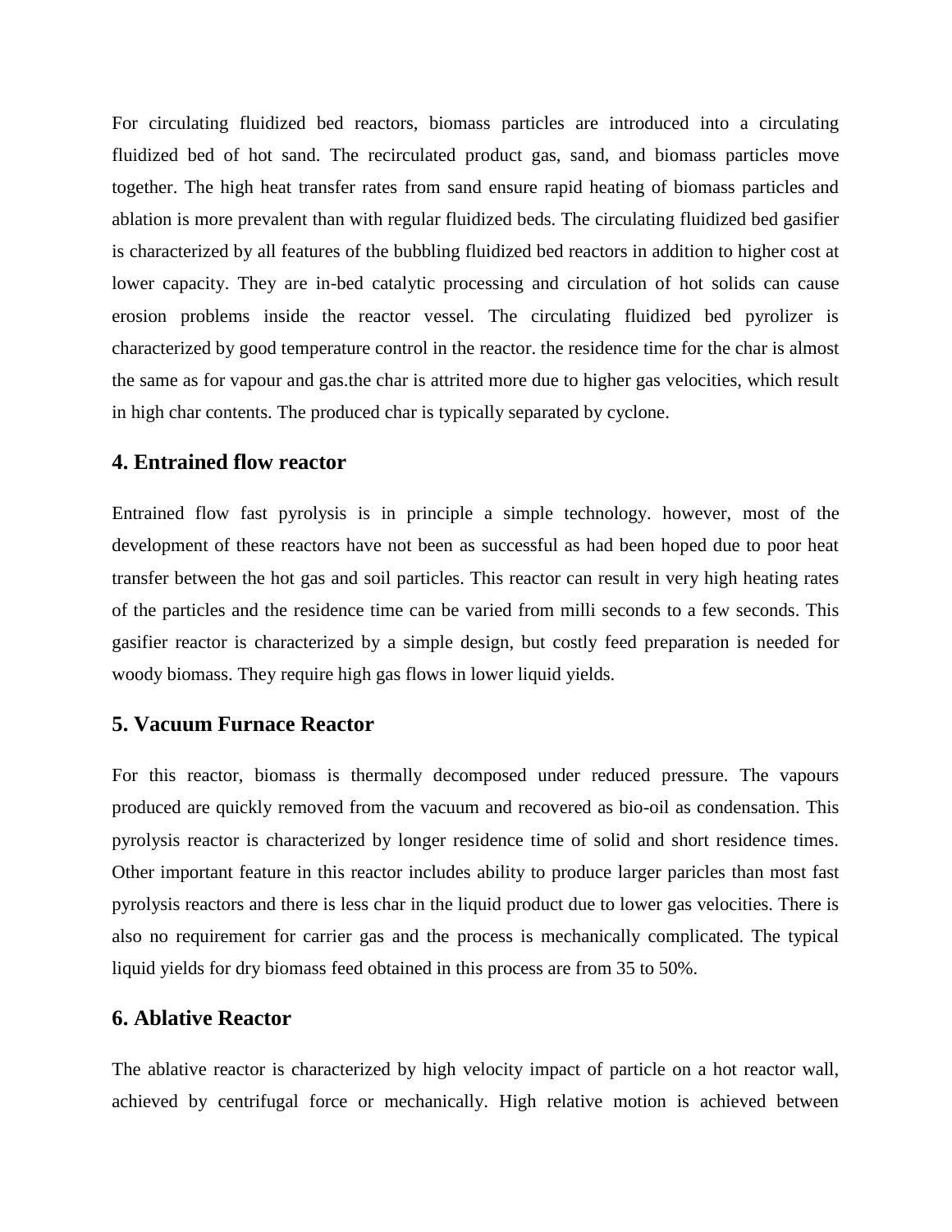For circulating fluidized bed reactors, biomass particles are introduced into a circulating fluidized bed of hot sand. The recirculated product gas, sand, and biomass particles move together. The high heat transfer rates from sand ensure rapid heating of biomass particles and ablation is more prevalent than with regular fluidized beds. The circulating fluidized bed gasifier is characterized by all features of the bubbling fluidized bed reactors in addition to higher cost at lower capacity. They are in-bed catalytic processing and circulation of hot solids can cause erosion problems inside the reactor vessel. The circulating fluidized bed pyrolizer is characterized by good temperature control in the reactor. the residence time for the char is almost the same as for vapour and gas.the char is attrited more due to higher gas velocities, which result in high char contents. The produced char is typically separated by cyclone.

## 4. Entrained flow reactor

Entrained flow fast pyrolysis is in principle a simple technology. however, most of the development of these reactors have not been as successful as had been hoped due to poor heat transfer between the hot gas and soil particles. This reactor can result in very high heating rates of the particles and the residence time can be varied from milli seconds to a few seconds. This gasifier reactor is characterized by a simple design, but costly feed preparation is needed for woody biomass. They require high gas flows in lower liquid yields.

## 5. Vacuum Furnace Reactor

For this reactor, biomass is thermally decomposed under reduced pressure. The vapours produced are quickly removed from the vacuum and recovered as bio-oil as condensation. This pyrolysis reactor is characterized by longer residence time of solid and short residence times. Other important feature in this reactor includes ability to produce larger paricles than most fast pyrolysis reactors and there is less char in the liquid product due to lower gas velocities. There is also no requirement for carrier gas and the process is mechanically complicated. The typical liquid yields for dry biomass feed obtained in this process are from 35 to 50%.

## 6. Ablative Reactor

The ablative reactor is characterized by high velocity impact of particle on a hot reactor wall, achieved by centrifugal force or mechanically. High relative motion is achieved between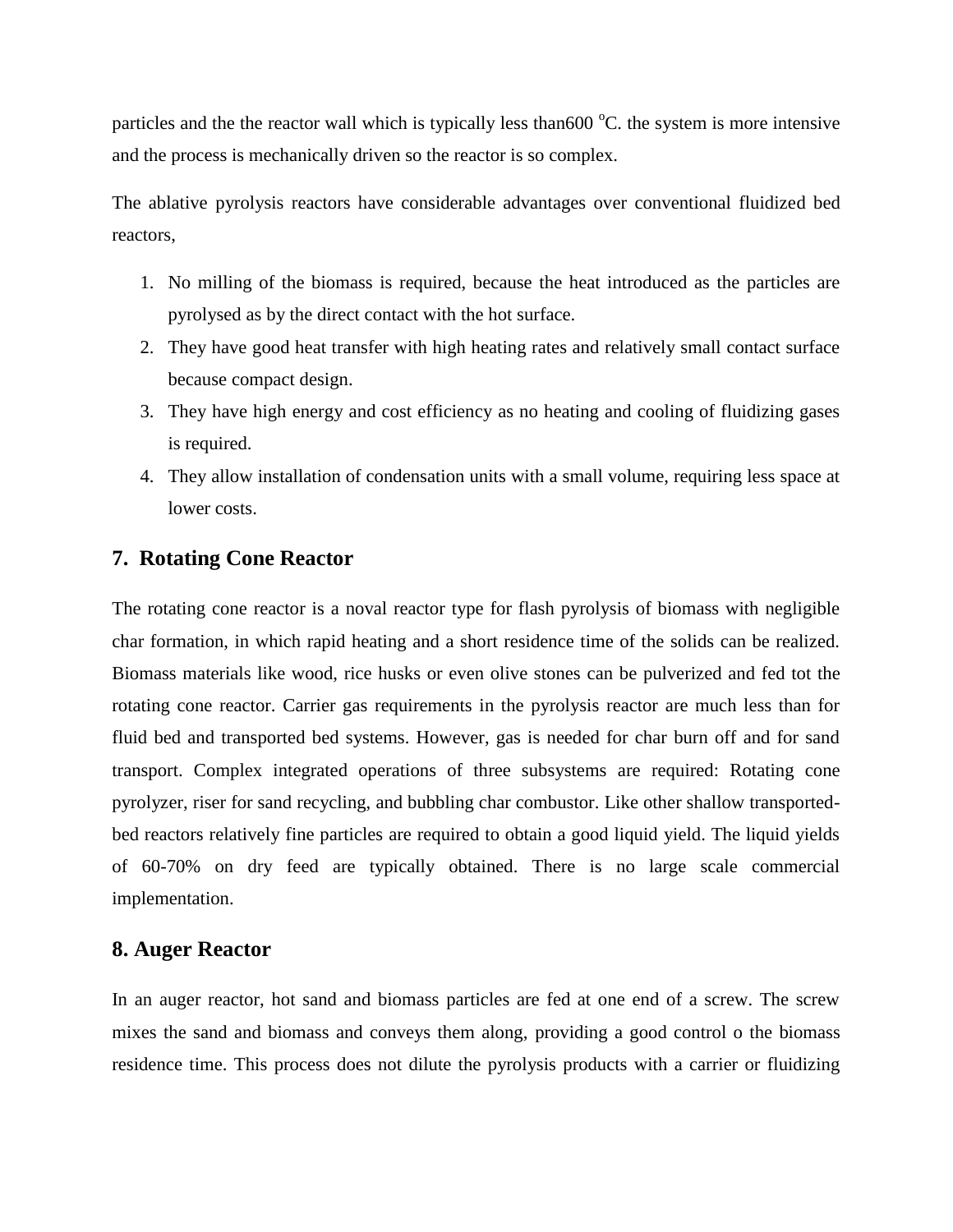particles and the the reactor wall which is typically less than600 $^{o}$C. the system is more intensive and the process is mechanically driven so the reactor is so complex.

The ablative pyrolysis reactors have considerable advantages over conventional fluidized bed reactors,

1. No milling of the biomass is required, because the heat introduced as the particles are pyrolysed as by the direct contact with the hot surface.
2. They have good heat transfer with high heating rates and relatively small contact surface because compact design.
3. They have high energy and cost efficiency as no heating and cooling of fluidizing gases is required.
4. They allow installation of condensation units with a small volume, requiring less space at lower costs.

## 7. Rotating Cone Reactor

The rotating cone reactor is a noval reactor type for flash pyrolysis of biomass with negligible char formation, in which rapid heating and a short residence time of the solids can be realized. Biomass materials like wood, rice husks or even olive stones can be pulverized and fed tot the rotating cone reactor. Carrier gas requirements in the pyrolysis reactor are much less than for fluid bed and transported bed systems. However, gas is needed for char burn off and for sand transport. Complex integrated operations of three subsystems are required: Rotating cone pyrolyzer, riser for sand recycling, and bubbling char combustor. Like other shallow transported-bed reactors relatively fine particles are required to obtain a good liquid yield. The liquid yields of 60-70% on dry feed are typically obtained. There is no large scale commercial implementation.

## 8. Auger Reactor

In an auger reactor, hot sand and biomass particles are fed at one end of a screw. The screw mixes the sand and biomass and conveys them along, providing a good control o the biomass residence time. This process does not dilute the pyrolysis products with a carrier or fluidizing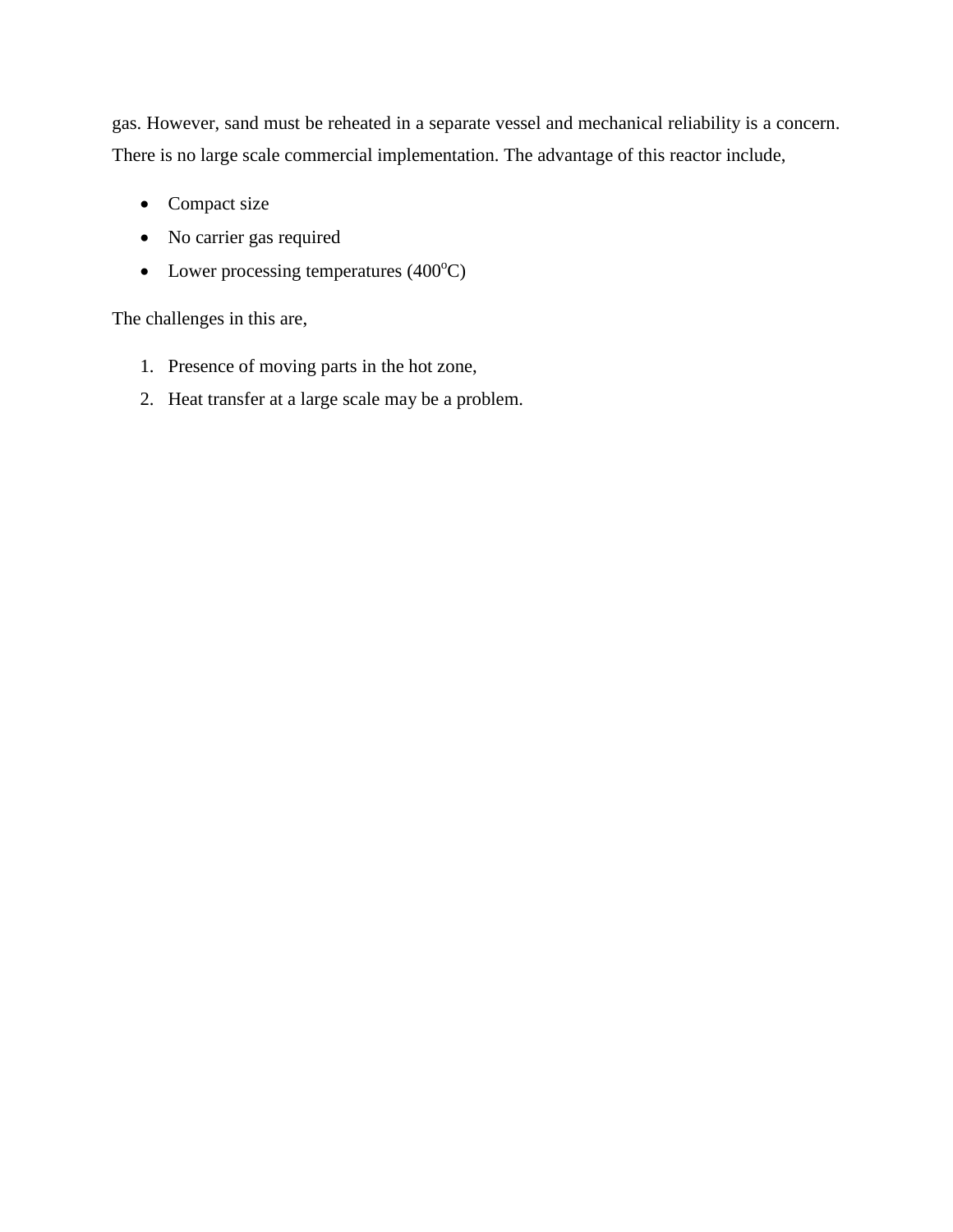gas. However, sand must be reheated in a separate vessel and mechanical reliability is a concern. There is no large scale commercial implementation. The advantage of this reactor include,

- Compact size
- No carrier gas required
- Lower processing temperatures (400$^{o}$C)

The challenges in this are,

1. Presence of moving parts in the hot zone,
2. Heat transfer at a large scale may be a problem.